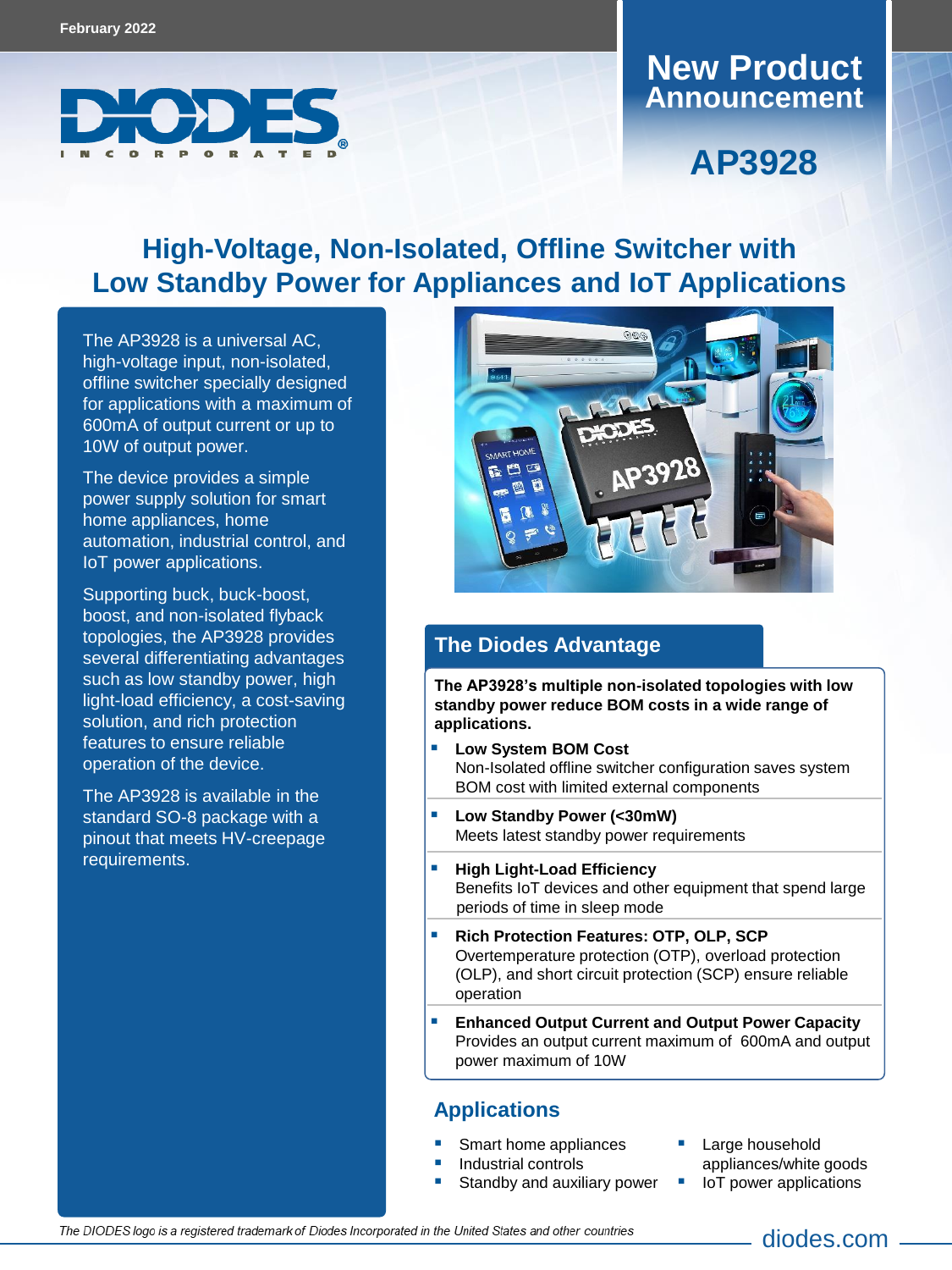February 2022

# New Product Announcement

# AP3928

## High-Voltage, Non-Isolated, Offline Switcher with Low Standby Power for Appliances and IoT Applications

The AP3928 is a universal AC, high-voltage input, non-isolated, offline switcher specially designed for applications with a maximum of 600mA of output current or up to 10W of output power.

The device provides a simple power supply solution for smart home appliances, home automation, industrial control, and IoT power applications.

Supporting buck, buck-boost, boost, and non-isolated flyback topologies, the AP3928 provides several differentiating advantages such as low standby power, high light-load efficiency, a cost-saving solution, and rich protection features to ensure reliable operation of the device.

The AP3928 is available in the standard SO-8 package with a pinout that meets HV-creepage requirements.

## The Diodes Advantage

**The AP3928's multiple non-isolated topologies with low standby power reduce BOM costs in a wide range of applications.**

- **Low System BOM Cost**
  Non-Isolated offline switcher configuration saves system BOM cost with limited external components
- **Low Standby Power (<30mW)**
  Meets latest standby power requirements
- **High Light-Load Efficiency**
  Benefits IoT devices and other equipment that spend large periods of time in sleep mode
- **Rich Protection Features: OTP, OLP, SCP**
  Overtemperature protection (OTP), overload protection (OLP), and short circuit protection (SCP) ensure reliable operation
- **Enhanced Output Current and Output Power Capacity**
  Provides an output current maximum of 600mA and output power maximum of 10W

## Applications

- Smart home appliances
- Industrial controls
- Standby and auxiliary power
- Large household appliances/white goods
- IoT power applications

*The DIODES logo is a registered trademark of Diodes Incorporated in the United States and other countries*

diodes.com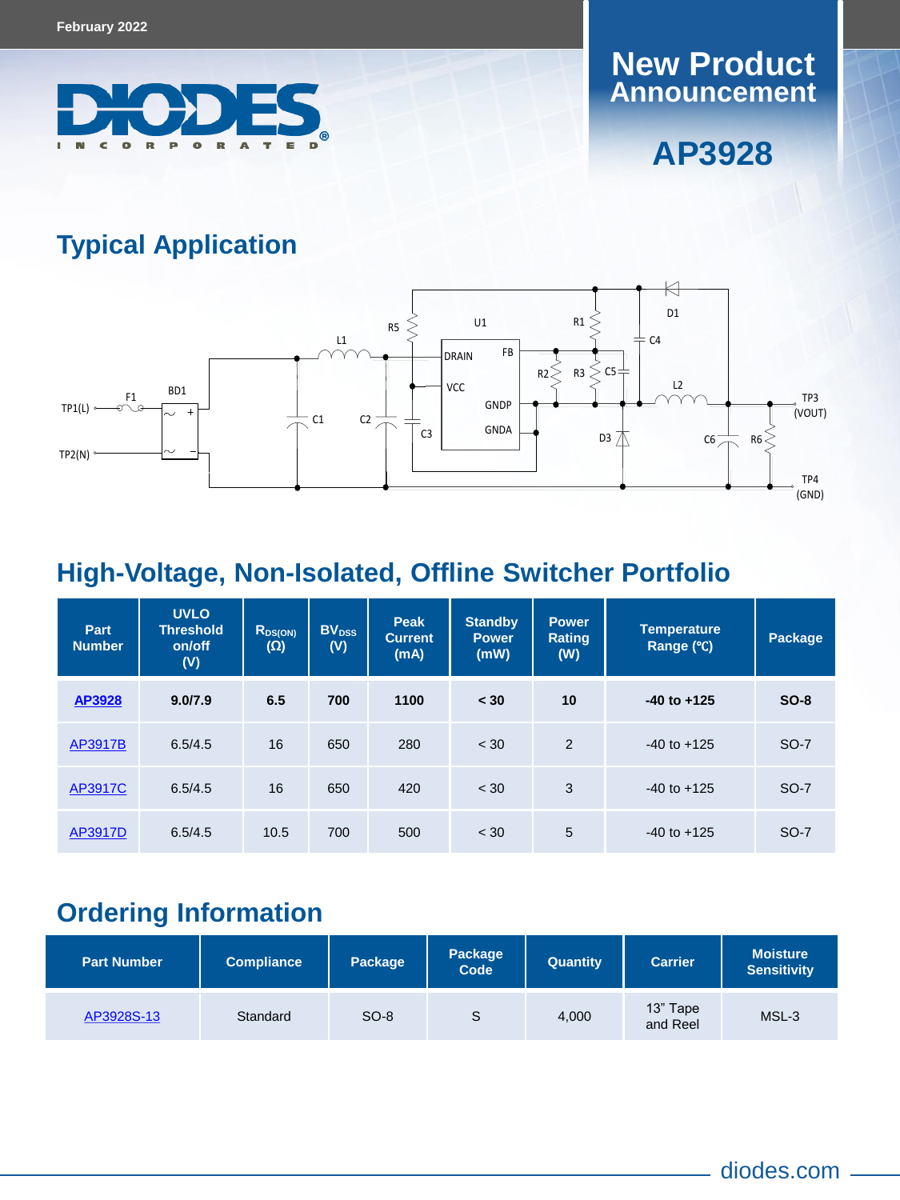February 2022

# New Product Announcement

# AP3928

## Typical Application

TP1(L)
TP2(N)
F1
BD1
L1
C1
C2
C3
R5
U1
DRAIN
VCC
FB
GNDP
GNDA
R1
R2
R3
C4
C5
D1
L2
D3
C6
R6
TP3 (VOUT)
TP4 (GND)

## High-Voltage, Non-Isolated, Offline Switcher Portfolio

| Part Number | UVLO Threshold on/off (V) | $R_{DS(ON)}$ (Ω) | $BV_{DSS}$ (V) | Peak Current (mA) | Standby Power (mW) | Power Rating (W) | Temperature Range (°C) | Package |
|---|---|---|---|---|---|---|---|---|
| **AP3928** | **9.0/7.9** | **6.5** | **700** | **1100** | **< 30** | **10** | **-40 to +125** | **SO-8** |
| AP3917B | 6.5/4.5 | 16 | 650 | 280 | < 30 | 2 | -40 to +125 | SO-7 |
| AP3917C | 6.5/4.5 | 16 | 650 | 420 | < 30 | 3 | -40 to +125 | SO-7 |
| AP3917D | 6.5/4.5 | 10.5 | 700 | 500 | < 30 | 5 | -40 to +125 | SO-7 |

## Ordering Information

| Part Number | Compliance | Package | Package Code | Quantity | Carrier | Moisture Sensitivity |
|---|---|---|---|---|---|---|
| AP3928S-13 | Standard | SO-8 | S | 4,000 | 13" Tape and Reel | MSL-3 |

diodes.com